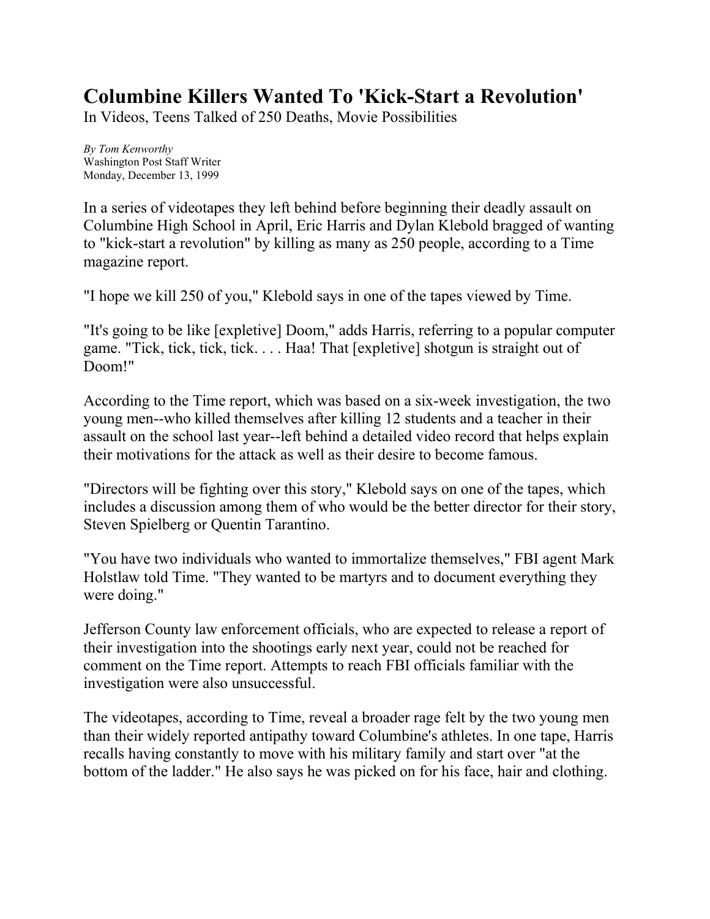# Columbine Killers Wanted To 'Kick-Start a Revolution'

In Videos, Teens Talked of 250 Deaths, Movie Possibilities

*By Tom Kenworthy*
Washington Post Staff Writer
Monday, December 13, 1999

In a series of videotapes they left behind before beginning their deadly assault on Columbine High School in April, Eric Harris and Dylan Klebold bragged of wanting to "kick-start a revolution" by killing as many as 250 people, according to a Time magazine report.

"I hope we kill 250 of you," Klebold says in one of the tapes viewed by Time.

"It's going to be like [expletive] Doom," adds Harris, referring to a popular computer game. "Tick, tick, tick, tick. . . . Haa! That [expletive] shotgun is straight out of Doom!"

According to the Time report, which was based on a six-week investigation, the two young men--who killed themselves after killing 12 students and a teacher in their assault on the school last year--left behind a detailed video record that helps explain their motivations for the attack as well as their desire to become famous.

"Directors will be fighting over this story," Klebold says on one of the tapes, which includes a discussion among them of who would be the better director for their story, Steven Spielberg or Quentin Tarantino.

"You have two individuals who wanted to immortalize themselves," FBI agent Mark Holstlaw told Time. "They wanted to be martyrs and to document everything they were doing."

Jefferson County law enforcement officials, who are expected to release a report of their investigation into the shootings early next year, could not be reached for comment on the Time report. Attempts to reach FBI officials familiar with the investigation were also unsuccessful.

The videotapes, according to Time, reveal a broader rage felt by the two young men than their widely reported antipathy toward Columbine's athletes. In one tape, Harris recalls having constantly to move with his military family and start over "at the bottom of the ladder." He also says he was picked on for his face, hair and clothing.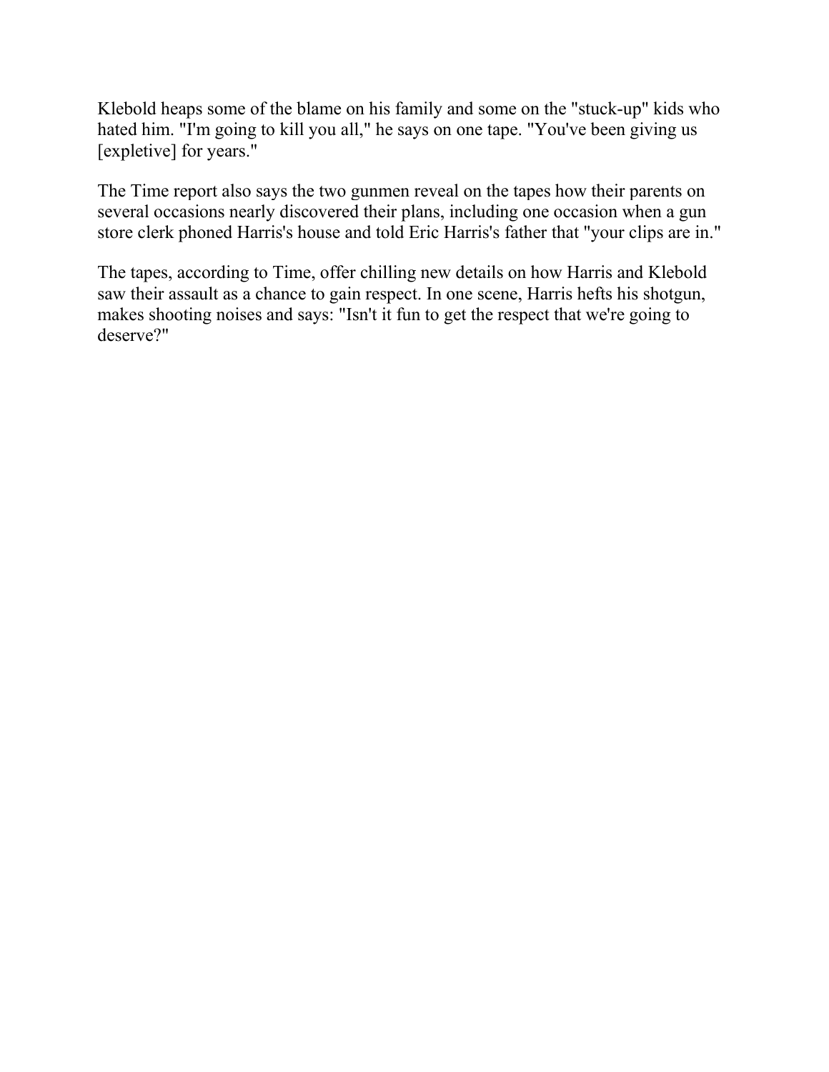Klebold heaps some of the blame on his family and some on the "stuck-up" kids who hated him. "I'm going to kill you all," he says on one tape. "You've been giving us [expletive] for years."

The Time report also says the two gunmen reveal on the tapes how their parents on several occasions nearly discovered their plans, including one occasion when a gun store clerk phoned Harris's house and told Eric Harris's father that "your clips are in."

The tapes, according to Time, offer chilling new details on how Harris and Klebold saw their assault as a chance to gain respect. In one scene, Harris hefts his shotgun, makes shooting noises and says: "Isn't it fun to get the respect that we're going to deserve?"